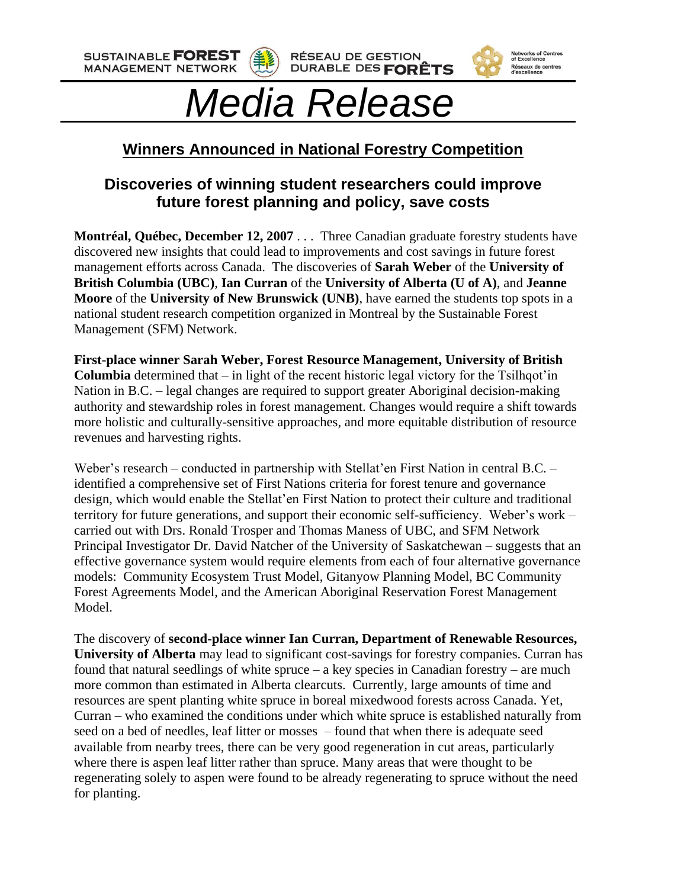SUSTAINABLE **FOREST** MANAGEMENT NETWORK

RÉSEAU DE GESTION DURABLE DES **FORÊTS**

Networks of Centres of Excellence
Réseaux de centres d'excellence

# *Media Release*

## Winners Announced in National Forestry Competition

### Discoveries of winning student researchers could improve future forest planning and policy, save costs

**Montréal, Québec, December 12, 2007** . . . Three Canadian graduate forestry students have discovered new insights that could lead to improvements and cost savings in future forest management efforts across Canada. The discoveries of **Sarah Weber** of the **University of British Columbia (UBC)**, **Ian Curran** of the **University of Alberta (U of A)**, and **Jeanne Moore** of the **University of New Brunswick (UNB)**, have earned the students top spots in a national student research competition organized in Montreal by the Sustainable Forest Management (SFM) Network.

**First-place winner Sarah Weber, Forest Resource Management, University of British Columbia** determined that – in light of the recent historic legal victory for the Tsilhqot'in Nation in B.C. – legal changes are required to support greater Aboriginal decision-making authority and stewardship roles in forest management. Changes would require a shift towards more holistic and culturally-sensitive approaches, and more equitable distribution of resource revenues and harvesting rights.

Weber's research – conducted in partnership with Stellat'en First Nation in central B.C. – identified a comprehensive set of First Nations criteria for forest tenure and governance design, which would enable the Stellat'en First Nation to protect their culture and traditional territory for future generations, and support their economic self-sufficiency. Weber's work – carried out with Drs. Ronald Trosper and Thomas Maness of UBC, and SFM Network Principal Investigator Dr. David Natcher of the University of Saskatchewan – suggests that an effective governance system would require elements from each of four alternative governance models: Community Ecosystem Trust Model, Gitanyow Planning Model, BC Community Forest Agreements Model, and the American Aboriginal Reservation Forest Management Model.

The discovery of **second-place winner Ian Curran, Department of Renewable Resources, University of Alberta** may lead to significant cost-savings for forestry companies. Curran has found that natural seedlings of white spruce – a key species in Canadian forestry – are much more common than estimated in Alberta clearcuts. Currently, large amounts of time and resources are spent planting white spruce in boreal mixedwood forests across Canada. Yet, Curran – who examined the conditions under which white spruce is established naturally from seed on a bed of needles, leaf litter or mosses – found that when there is adequate seed available from nearby trees, there can be very good regeneration in cut areas, particularly where there is aspen leaf litter rather than spruce. Many areas that were thought to be regenerating solely to aspen were found to be already regenerating to spruce without the need for planting.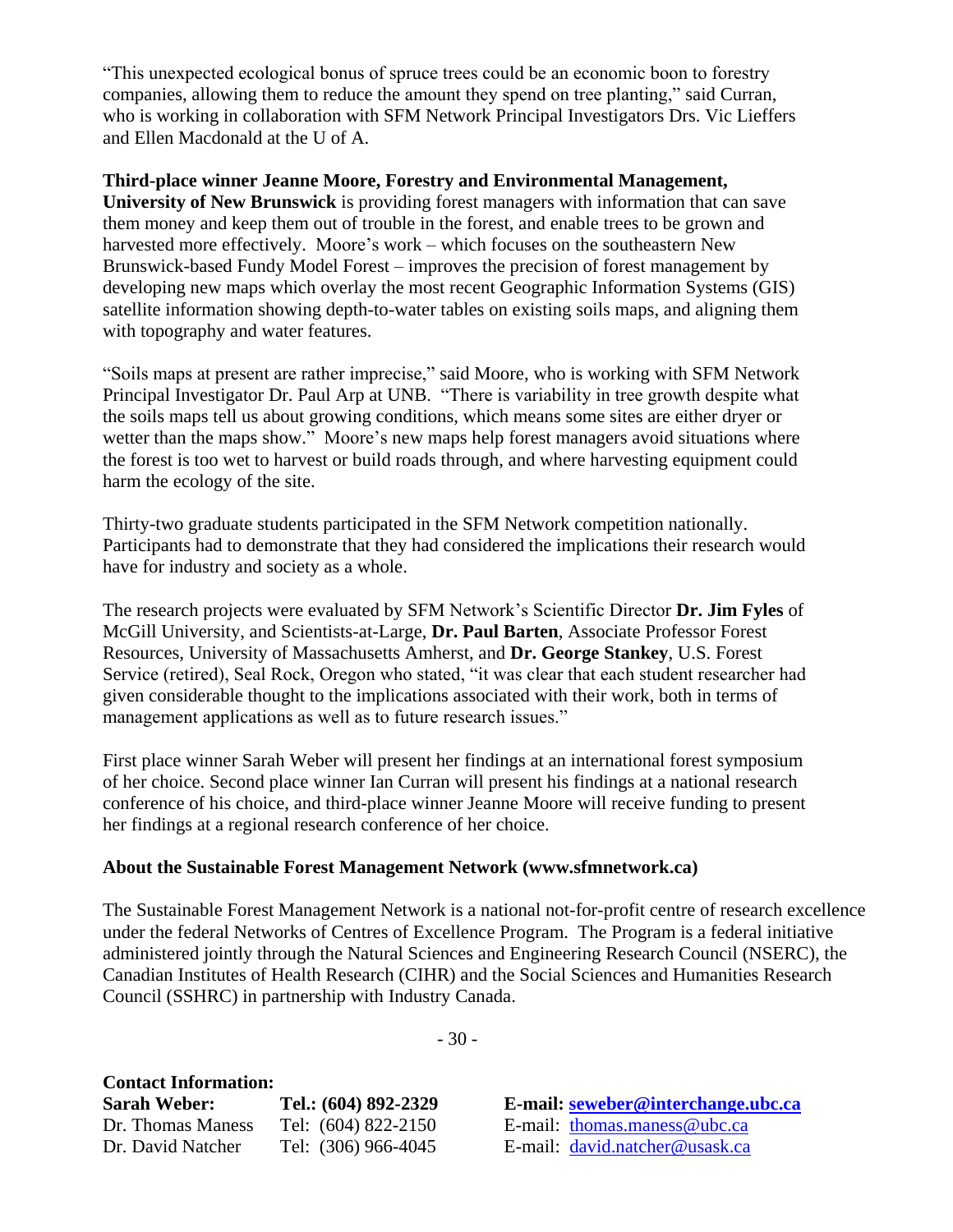"This unexpected ecological bonus of spruce trees could be an economic boon to forestry companies, allowing them to reduce the amount they spend on tree planting," said Curran, who is working in collaboration with SFM Network Principal Investigators Drs. Vic Lieffers and Ellen Macdonald at the U of A.

**Third-place winner Jeanne Moore, Forestry and Environmental Management, University of New Brunswick** is providing forest managers with information that can save them money and keep them out of trouble in the forest, and enable trees to be grown and harvested more effectively. Moore's work – which focuses on the southeastern New Brunswick-based Fundy Model Forest – improves the precision of forest management by developing new maps which overlay the most recent Geographic Information Systems (GIS) satellite information showing depth-to-water tables on existing soils maps, and aligning them with topography and water features.

"Soils maps at present are rather imprecise," said Moore, who is working with SFM Network Principal Investigator Dr. Paul Arp at UNB. "There is variability in tree growth despite what the soils maps tell us about growing conditions, which means some sites are either dryer or wetter than the maps show." Moore's new maps help forest managers avoid situations where the forest is too wet to harvest or build roads through, and where harvesting equipment could harm the ecology of the site.

Thirty-two graduate students participated in the SFM Network competition nationally. Participants had to demonstrate that they had considered the implications their research would have for industry and society as a whole.

The research projects were evaluated by SFM Network's Scientific Director **Dr. Jim Fyles** of McGill University, and Scientists-at-Large, **Dr. Paul Barten**, Associate Professor Forest Resources, University of Massachusetts Amherst, and **Dr. George Stankey**, U.S. Forest Service (retired), Seal Rock, Oregon who stated, "it was clear that each student researcher had given considerable thought to the implications associated with their work, both in terms of management applications as well as to future research issues."

First place winner Sarah Weber will present her findings at an international forest symposium of her choice. Second place winner Ian Curran will present his findings at a national research conference of his choice, and third-place winner Jeanne Moore will receive funding to present her findings at a regional research conference of her choice.

**About the Sustainable Forest Management Network (www.sfmnetwork.ca)**

The Sustainable Forest Management Network is a national not-for-profit centre of research excellence under the federal Networks of Centres of Excellence Program. The Program is a federal initiative administered jointly through the Natural Sciences and Engineering Research Council (NSERC), the Canadian Institutes of Health Research (CIHR) and the Social Sciences and Humanities Research Council (SSHRC) in partnership with Industry Canada.

- 30 -

**Contact Information:**

| **Sarah Weber:** | **Tel.: (604) 892-2329** | **E-mail: seweber@interchange.ubc.ca** |
|---|---|---|
| Dr. Thomas Maness | Tel: (604) 822-2150 | E-mail: thomas.maness@ubc.ca |
| Dr. David Natcher | Tel: (306) 966-4045 | E-mail: david.natcher@usask.ca |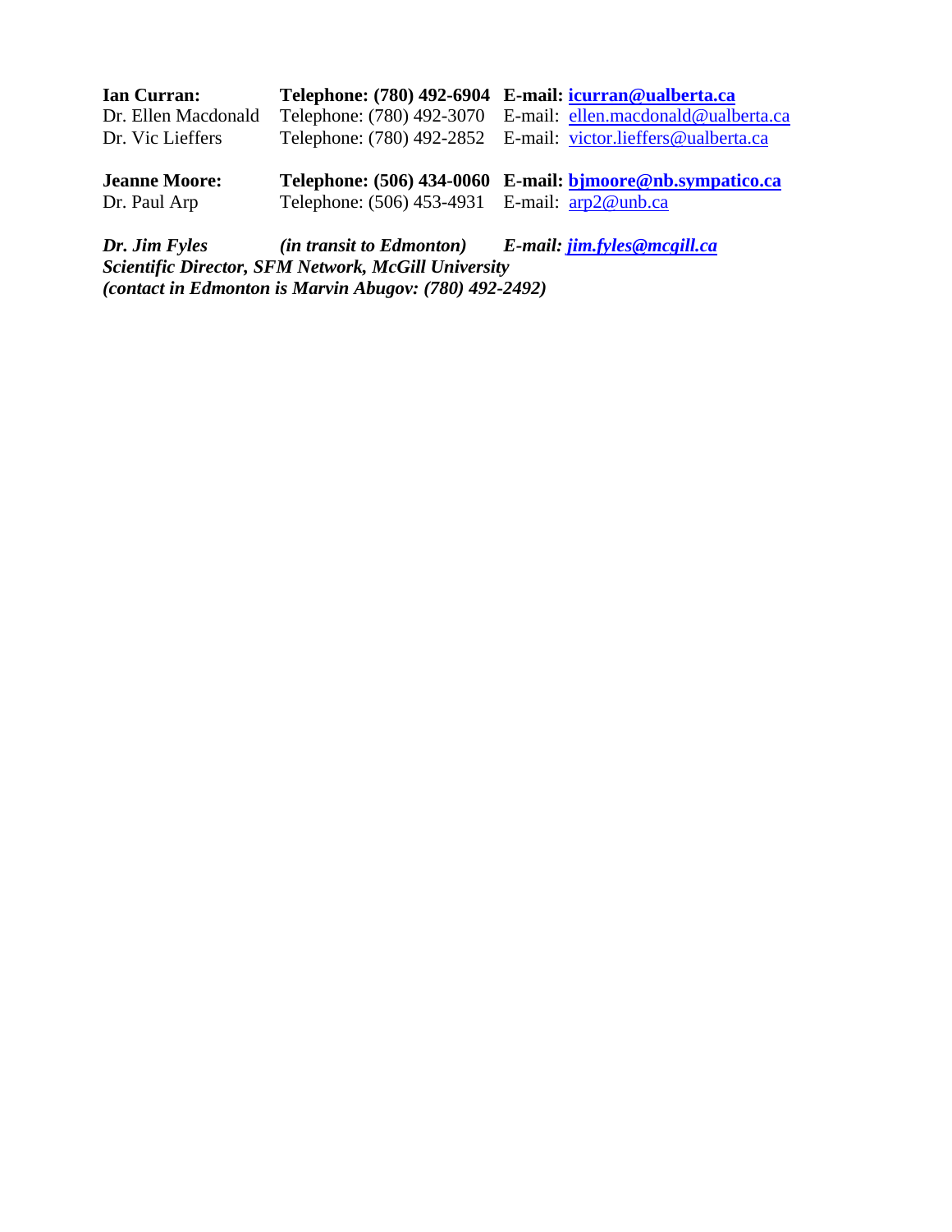**Ian Curran:** **Telephone: (780) 492-6904** **E-mail: icurran@ualberta.ca**
Dr. Ellen Macdonald Telephone: (780) 492-3070 E-mail: ellen.macdonald@ualberta.ca
Dr. Vic Lieffers Telephone: (780) 492-2852 E-mail: victor.lieffers@ualberta.ca

**Jeanne Moore:** **Telephone: (506) 434-0060** **E-mail: bjmoore@nb.sympatico.ca**
Dr. Paul Arp Telephone: (506) 453-4931 E-mail: arp2@unb.ca

***Dr. Jim Fyles*** ***(in transit to Edmonton)*** ***E-mail: jim.fyles@mcgill.ca***
***Scientific Director, SFM Network, McGill University***
***(contact in Edmonton is Marvin Abugov: (780) 492-2492)***